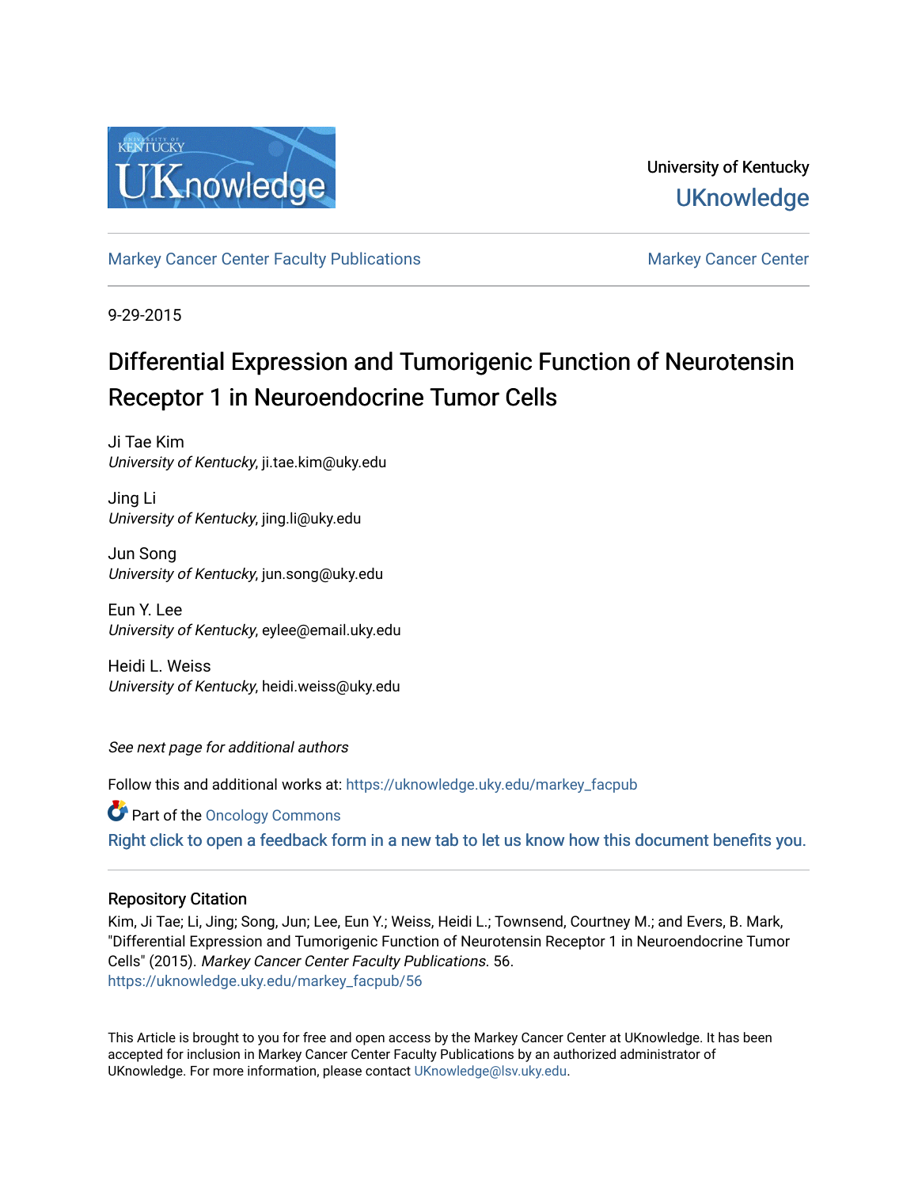University of Kentucky
**UKnowledge**

Markey Cancer Center Faculty Publications | Markey Cancer Center

9-29-2015

# Differential Expression and Tumorigenic Function of Neurotensin Receptor 1 in Neuroendocrine Tumor Cells

Ji Tae Kim
*University of Kentucky*, ji.tae.kim@uky.edu

Jing Li
*University of Kentucky*, jing.li@uky.edu

Jun Song
*University of Kentucky*, jun.song@uky.edu

Eun Y. Lee
*University of Kentucky*, eylee@email.uky.edu

Heidi L. Weiss
*University of Kentucky*, heidi.weiss@uky.edu

*See next page for additional authors*

Follow this and additional works at: https://uknowledge.uky.edu/markey_facpub

Part of the Oncology Commons

Right click to open a feedback form in a new tab to let us know how this document benefits you.

## Repository Citation

Kim, Ji Tae; Li, Jing; Song, Jun; Lee, Eun Y.; Weiss, Heidi L.; Townsend, Courtney M.; and Evers, B. Mark, "Differential Expression and Tumorigenic Function of Neurotensin Receptor 1 in Neuroendocrine Tumor Cells" (2015). *Markey Cancer Center Faculty Publications*. 56.
https://uknowledge.uky.edu/markey_facpub/56

This Article is brought to you for free and open access by the Markey Cancer Center at UKnowledge. It has been accepted for inclusion in Markey Cancer Center Faculty Publications by an authorized administrator of UKnowledge. For more information, please contact UKnowledge@lsv.uky.edu.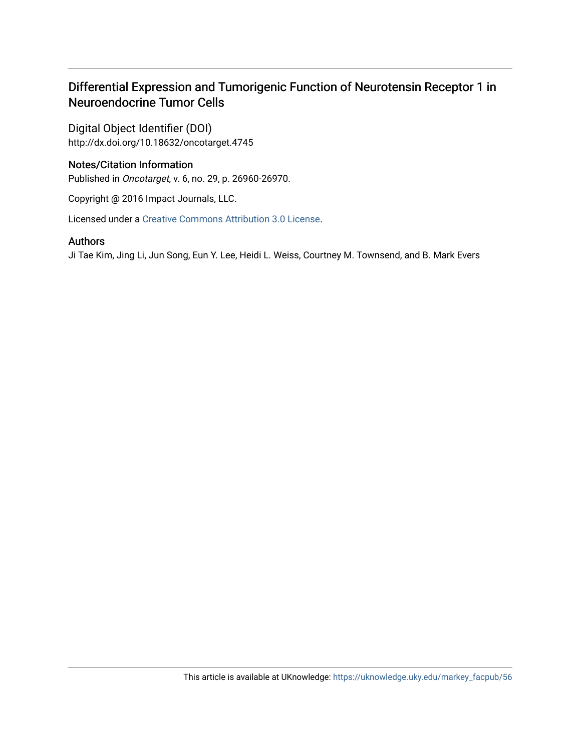# Differential Expression and Tumorigenic Function of Neurotensin Receptor 1 in Neuroendocrine Tumor Cells

## Digital Object Identifier (DOI)

http://dx.doi.org/10.18632/oncotarget.4745

## Notes/Citation Information

Published in *Oncotarget*, v. 6, no. 29, p. 26960-26970.

Copyright @ 2016 Impact Journals, LLC.

Licensed under a Creative Commons Attribution 3.0 License.

## Authors

Ji Tae Kim, Jing Li, Jun Song, Eun Y. Lee, Heidi L. Weiss, Courtney M. Townsend, and B. Mark Evers

This article is available at UKnowledge: https://uknowledge.uky.edu/markey_facpub/56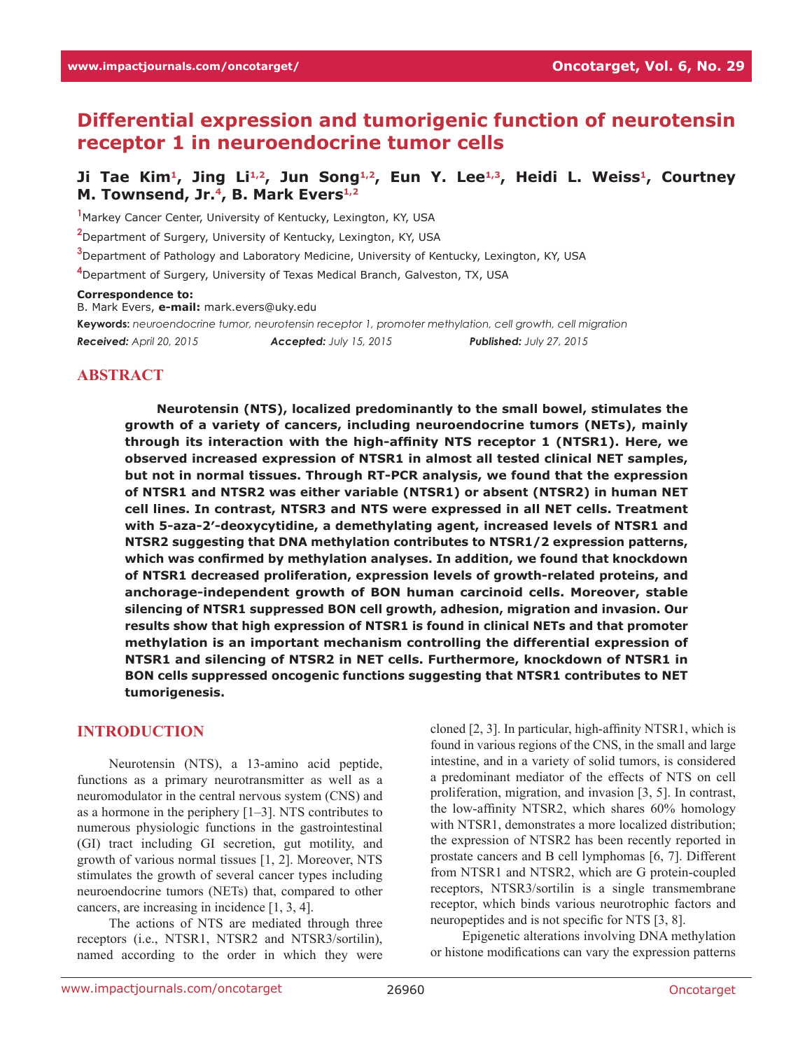# Differential expression and tumorigenic function of neurotensin receptor 1 in neuroendocrine tumor cells

**Ji Tae Kim[1], Jing Li[1,2], Jun Song[1,2], Eun Y. Lee[1,3], Heidi L. Weiss[1], Courtney M. Townsend, Jr.[4], B. Mark Evers[1,2]**

[1]Markey Cancer Center, University of Kentucky, Lexington, KY, USA

[2]Department of Surgery, University of Kentucky, Lexington, KY, USA

[3]Department of Pathology and Laboratory Medicine, University of Kentucky, Lexington, KY, USA

[4]Department of Surgery, University of Texas Medical Branch, Galveston, TX, USA

**Correspondence to:**

B. Mark Evers, **e-mail:** mark.evers@uky.edu

**Keywords:** *neuroendocrine tumor, neurotensin receptor 1, promoter methylation, cell growth, cell migration*

***Received:*** *April 20, 2015* ***Accepted:*** *July 15, 2015* ***Published:*** *July 27, 2015*

## ABSTRACT

**Neurotensin (NTS), localized predominantly to the small bowel, stimulates the growth of a variety of cancers, including neuroendocrine tumors (NETs), mainly through its interaction with the high-affinity NTS receptor 1 (NTSR1). Here, we observed increased expression of NTSR1 in almost all tested clinical NET samples, but not in normal tissues. Through RT-PCR analysis, we found that the expression of NTSR1 and NTSR2 was either variable (NTSR1) or absent (NTSR2) in human NET cell lines. In contrast, NTSR3 and NTS were expressed in all NET cells. Treatment with 5-aza-2′-deoxycytidine, a demethylating agent, increased levels of NTSR1 and NTSR2 suggesting that DNA methylation contributes to NTSR1/2 expression patterns, which was confirmed by methylation analyses. In addition, we found that knockdown of NTSR1 decreased proliferation, expression levels of growth-related proteins, and anchorage-independent growth of BON human carcinoid cells. Moreover, stable silencing of NTSR1 suppressed BON cell growth, adhesion, migration and invasion. Our results show that high expression of NTSR1 is found in clinical NETs and that promoter methylation is an important mechanism controlling the differential expression of NTSR1 and silencing of NTSR2 in NET cells. Furthermore, knockdown of NTSR1 in BON cells suppressed oncogenic functions suggesting that NTSR1 contributes to NET tumorigenesis.**

## INTRODUCTION

Neurotensin (NTS), a 13-amino acid peptide, functions as a primary neurotransmitter as well as a neuromodulator in the central nervous system (CNS) and as a hormone in the periphery [1–3]. NTS contributes to numerous physiologic functions in the gastrointestinal (GI) tract including GI secretion, gut motility, and growth of various normal tissues [1, 2]. Moreover, NTS stimulates the growth of several cancer types including neuroendocrine tumors (NETs) that, compared to other cancers, are increasing in incidence [1, 3, 4].

The actions of NTS are mediated through three receptors (i.e., NTSR1, NTSR2 and NTSR3/sortilin), named according to the order in which they were cloned [2, 3]. In particular, high-affinity NTSR1, which is found in various regions of the CNS, in the small and large intestine, and in a variety of solid tumors, is considered a predominant mediator of the effects of NTS on cell proliferation, migration, and invasion [3, 5]. In contrast, the low-affinity NTSR2, which shares 60% homology with NTSR1, demonstrates a more localized distribution; the expression of NTSR2 has been recently reported in prostate cancers and B cell lymphomas [6, 7]. Different from NTSR1 and NTSR2, which are G protein-coupled receptors, NTSR3/sortilin is a single transmembrane receptor, which binds various neurotrophic factors and neuropeptides and is not specific for NTS [3, 8].

Epigenetic alterations involving DNA methylation or histone modifications can vary the expression patterns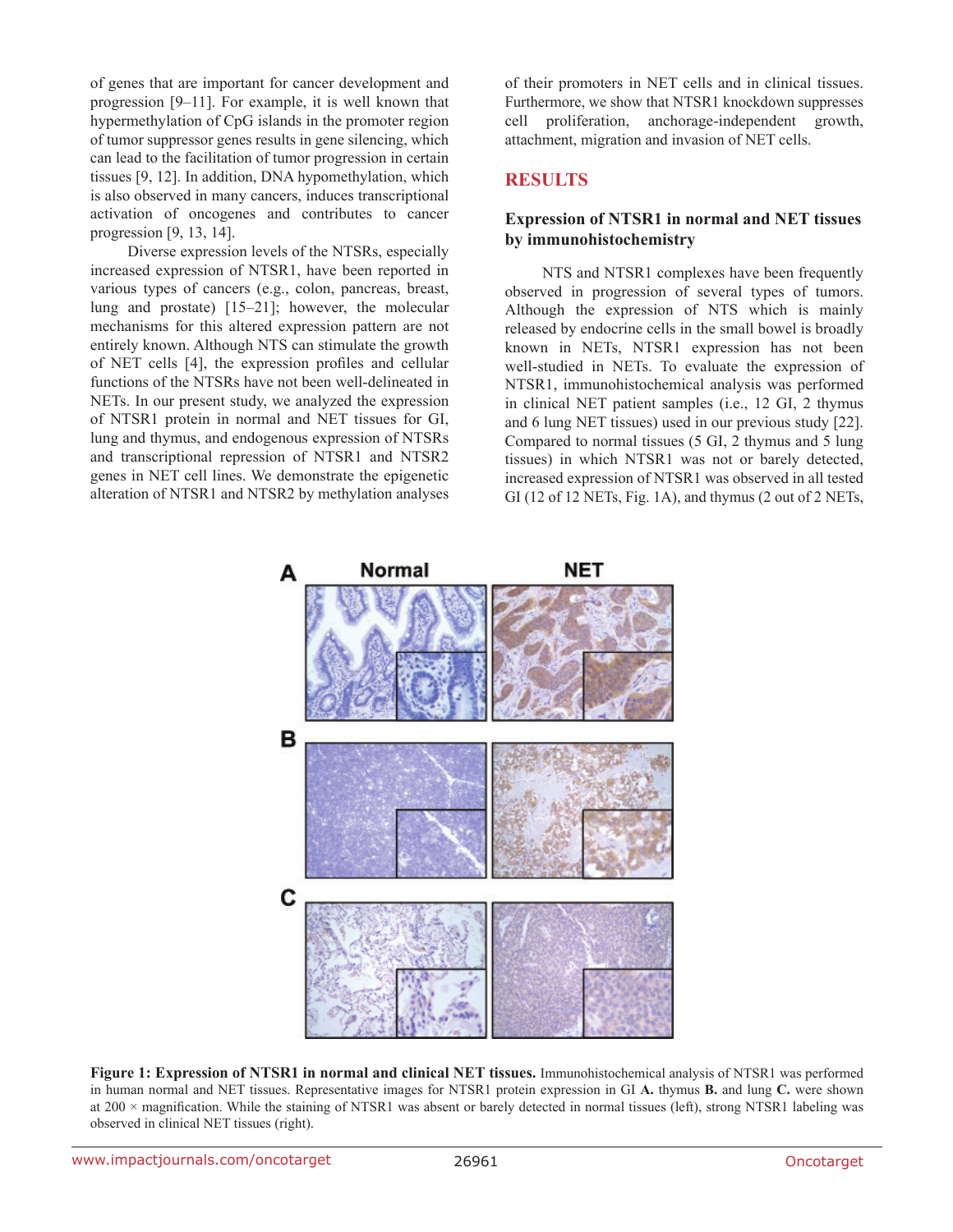of genes that are important for cancer development and progression [9–11]. For example, it is well known that hypermethylation of CpG islands in the promoter region of tumor suppressor genes results in gene silencing, which can lead to the facilitation of tumor progression in certain tissues [9, 12]. In addition, DNA hypomethylation, which is also observed in many cancers, induces transcriptional activation of oncogenes and contributes to cancer progression [9, 13, 14].

Diverse expression levels of the NTSRs, especially increased expression of NTSR1, have been reported in various types of cancers (e.g., colon, pancreas, breast, lung and prostate) [15–21]; however, the molecular mechanisms for this altered expression pattern are not entirely known. Although NTS can stimulate the growth of NET cells [4], the expression profiles and cellular functions of the NTSRs have not been well-delineated in NETs. In our present study, we analyzed the expression of NTSR1 protein in normal and NET tissues for GI, lung and thymus, and endogenous expression of NTSRs and transcriptional repression of NTSR1 and NTSR2 genes in NET cell lines. We demonstrate the epigenetic alteration of NTSR1 and NTSR2 by methylation analyses of their promoters in NET cells and in clinical tissues. Furthermore, we show that NTSR1 knockdown suppresses cell proliferation, anchorage-independent growth, attachment, migration and invasion of NET cells.

## RESULTS

### Expression of NTSR1 in normal and NET tissues by immunohistochemistry

NTS and NTSR1 complexes have been frequently observed in progression of several types of tumors. Although the expression of NTS which is mainly released by endocrine cells in the small bowel is broadly known in NETs, NTSR1 expression has not been well-studied in NETs. To evaluate the expression of NTSR1, immunohistochemical analysis was performed in clinical NET patient samples (i.e., 12 GI, 2 thymus and 6 lung NET tissues) used in our previous study [22]. Compared to normal tissues (5 GI, 2 thymus and 5 lung tissues) in which NTSR1 was not or barely detected, increased expression of NTSR1 was observed in all tested GI (12 of 12 NETs, Fig. 1A), and thymus (2 out of 2 NETs,

**Figure 1: Expression of NTSR1 in normal and clinical NET tissues.** Immunohistochemical analysis of NTSR1 was performed in human normal and NET tissues. Representative images for NTSR1 protein expression in GI **A.** thymus **B.** and lung **C.** were shown at 200 × magnification. While the staining of NTSR1 was absent or barely detected in normal tissues (left), strong NTSR1 labeling was observed in clinical NET tissues (right).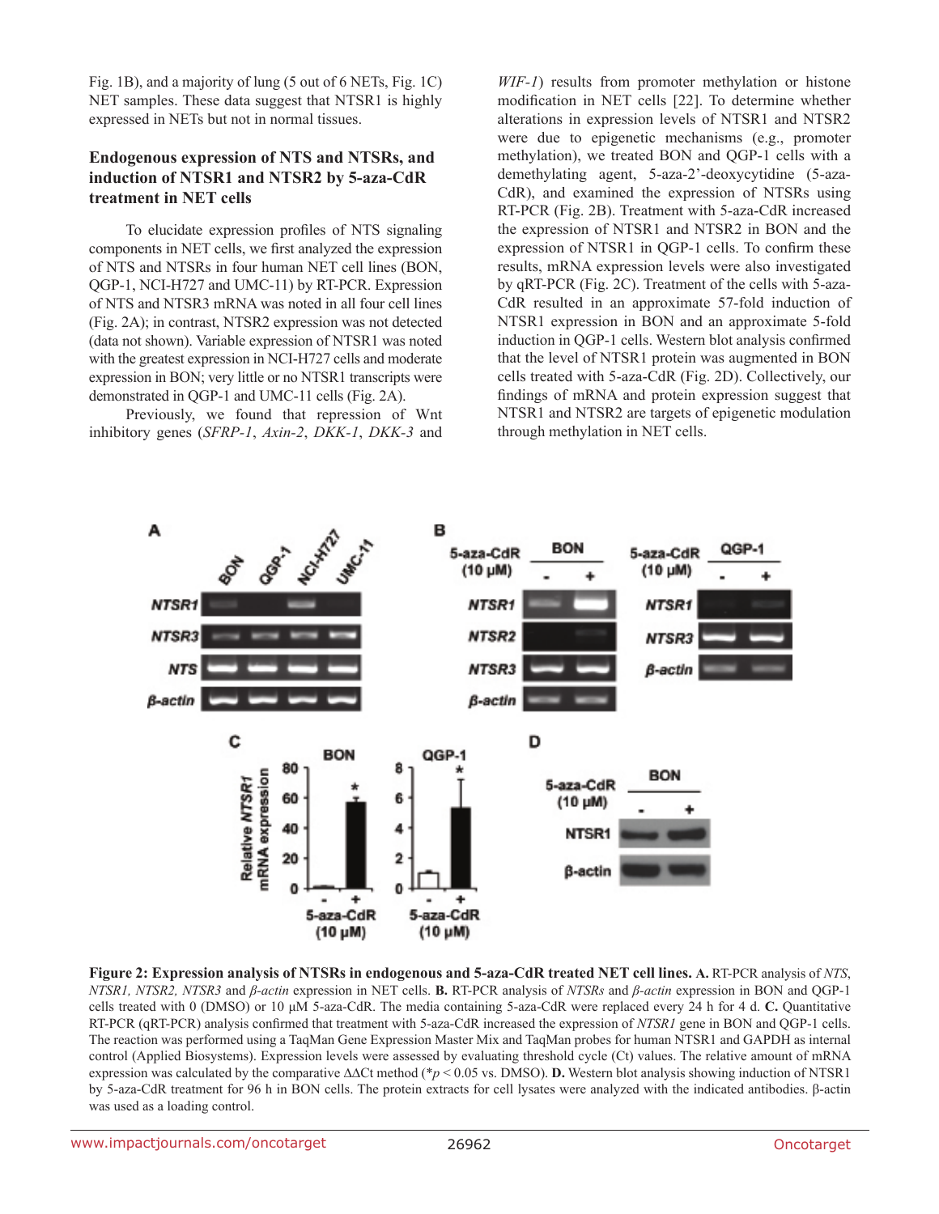Fig. 1B), and a majority of lung (5 out of 6 NETs, Fig. 1C) NET samples. These data suggest that NTSR1 is highly expressed in NETs but not in normal tissues.

### Endogenous expression of NTS and NTSRs, and induction of NTSR1 and NTSR2 by 5-aza-CdR treatment in NET cells

To elucidate expression profiles of NTS signaling components in NET cells, we first analyzed the expression of NTS and NTSRs in four human NET cell lines (BON, QGP-1, NCI-H727 and UMC-11) by RT-PCR. Expression of NTS and NTSR3 mRNA was noted in all four cell lines (Fig. 2A); in contrast, NTSR2 expression was not detected (data not shown). Variable expression of NTSR1 was noted with the greatest expression in NCI-H727 cells and moderate expression in BON; very little or no NTSR1 transcripts were demonstrated in QGP-1 and UMC-11 cells (Fig. 2A).

Previously, we found that repression of Wnt inhibitory genes (*SFRP-1*, *Axin-2*, *DKK-1*, *DKK-3* and *WIF-1*) results from promoter methylation or histone modification in NET cells [22]. To determine whether alterations in expression levels of NTSR1 and NTSR2 were due to epigenetic mechanisms (e.g., promoter methylation), we treated BON and QGP-1 cells with a demethylating agent, 5-aza-2'-deoxycytidine (5-aza-CdR), and examined the expression of NTSRs using RT-PCR (Fig. 2B). Treatment with 5-aza-CdR increased the expression of NTSR1 and NTSR2 in BON and the expression of NTSR1 in QGP-1 cells. To confirm these results, mRNA expression levels were also investigated by qRT-PCR (Fig. 2C). Treatment of the cells with 5-aza-CdR resulted in an approximate 57-fold induction of NTSR1 expression in BON and an approximate 5-fold induction in QGP-1 cells. Western blot analysis confirmed that the level of NTSR1 protein was augmented in BON cells treated with 5-aza-CdR (Fig. 2D). Collectively, our findings of mRNA and protein expression suggest that NTSR1 and NTSR2 are targets of epigenetic modulation through methylation in NET cells.

**Figure 2: Expression analysis of NTSRs in endogenous and 5-aza-CdR treated NET cell lines. A.** RT-PCR analysis of *NTS*, *NTSR1, NTSR2, NTSR3* and *β-actin* expression in NET cells. **B.** RT-PCR analysis of *NTSRs* and *β-actin* expression in BON and QGP-1 cells treated with 0 (DMSO) or 10 μM 5-aza-CdR. The media containing 5-aza-CdR were replaced every 24 h for 4 d. **C.** Quantitative RT-PCR (qRT-PCR) analysis confirmed that treatment with 5-aza-CdR increased the expression of *NTSR1* gene in BON and QGP-1 cells. The reaction was performed using a TaqMan Gene Expression Master Mix and TaqMan probes for human NTSR1 and GAPDH as internal control (Applied Biosystems). Expression levels were assessed by evaluating threshold cycle (Ct) values. The relative amount of mRNA expression was calculated by the comparative ΔΔCt method (\*$p < 0.05$ vs. DMSO). **D.** Western blot analysis showing induction of NTSR1 by 5-aza-CdR treatment for 96 h in BON cells. The protein extracts for cell lysates were analyzed with the indicated antibodies. β-actin was used as a loading control.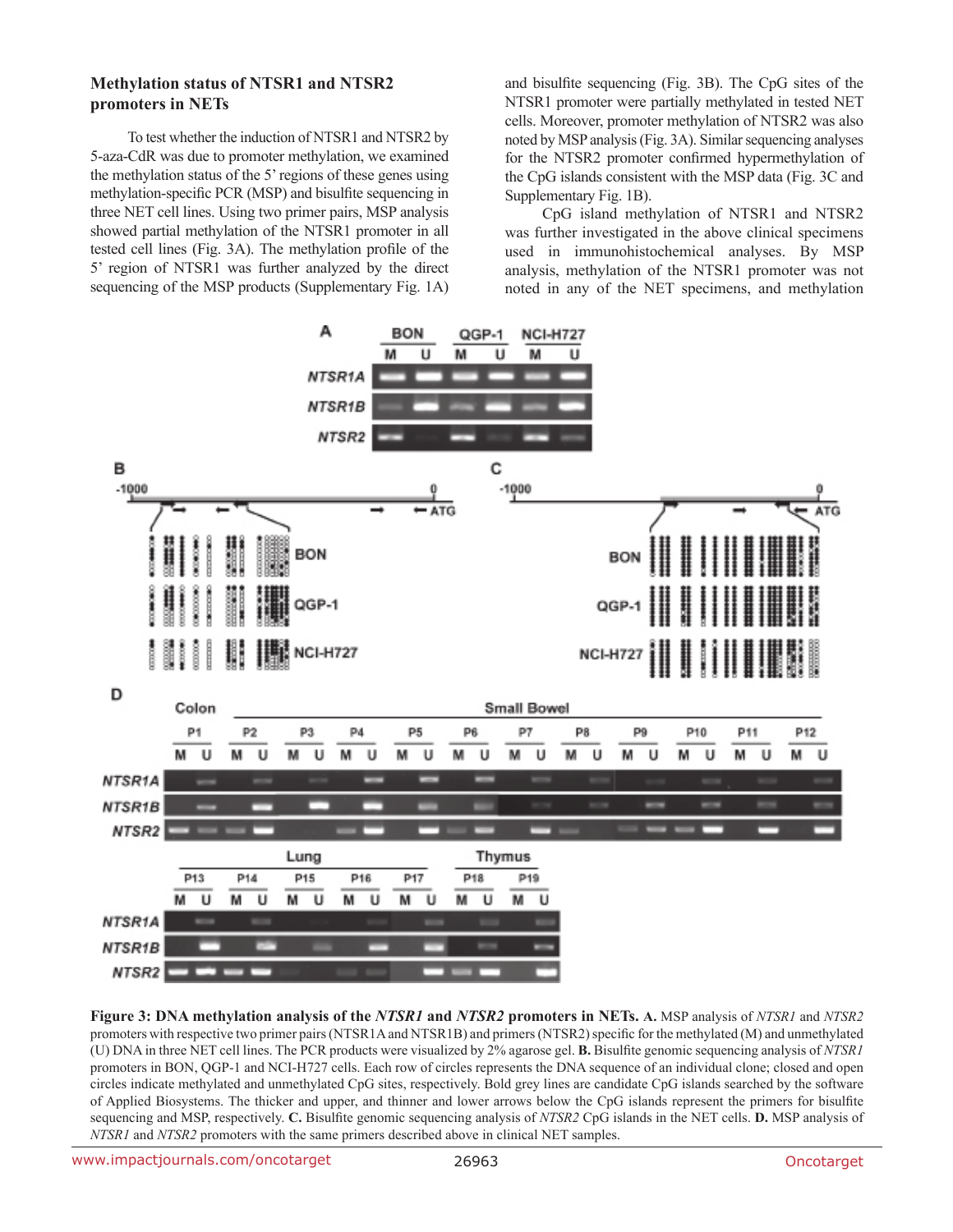### Methylation status of NTSR1 and NTSR2 promoters in NETs

To test whether the induction of NTSR1 and NTSR2 by 5-aza-CdR was due to promoter methylation, we examined the methylation status of the 5' regions of these genes using methylation-specific PCR (MSP) and bisulfite sequencing in three NET cell lines. Using two primer pairs, MSP analysis showed partial methylation of the NTSR1 promoter in all tested cell lines (Fig. 3A). The methylation profile of the 5' region of NTSR1 was further analyzed by the direct sequencing of the MSP products (Supplementary Fig. 1A) and bisulfite sequencing (Fig. 3B). The CpG sites of the NTSR1 promoter were partially methylated in tested NET cells. Moreover, promoter methylation of NTSR2 was also noted by MSP analysis (Fig. 3A). Similar sequencing analyses for the NTSR2 promoter confirmed hypermethylation of the CpG islands consistent with the MSP data (Fig. 3C and Supplementary Fig. 1B).

CpG island methylation of NTSR1 and NTSR2 was further investigated in the above clinical specimens used in immunohistochemical analyses. By MSP analysis, methylation of the NTSR1 promoter was not noted in any of the NET specimens, and methylation

**Figure 3: DNA methylation analysis of the *NTSR1* and *NTSR2* promoters in NETs. A.** MSP analysis of *NTSR1* and *NTSR2* promoters with respective two primer pairs (NTSR1A and NTSR1B) and primers (NTSR2) specific for the methylated (M) and unmethylated (U) DNA in three NET cell lines. The PCR products were visualized by 2% agarose gel. **B.** Bisulfite genomic sequencing analysis of *NTSR1* promoters in BON, QGP-1 and NCI-H727 cells. Each row of circles represents the DNA sequence of an individual clone; closed and open circles indicate methylated and unmethylated CpG sites, respectively. Bold grey lines are candidate CpG islands searched by the software of Applied Biosystems. The thicker and upper, and thinner and lower arrows below the CpG islands represent the primers for bisulfite sequencing and MSP, respectively. **C.** Bisulfite genomic sequencing analysis of *NTSR2* CpG islands in the NET cells. **D.** MSP analysis of *NTSR1* and *NTSR2* promoters with the same primers described above in clinical NET samples.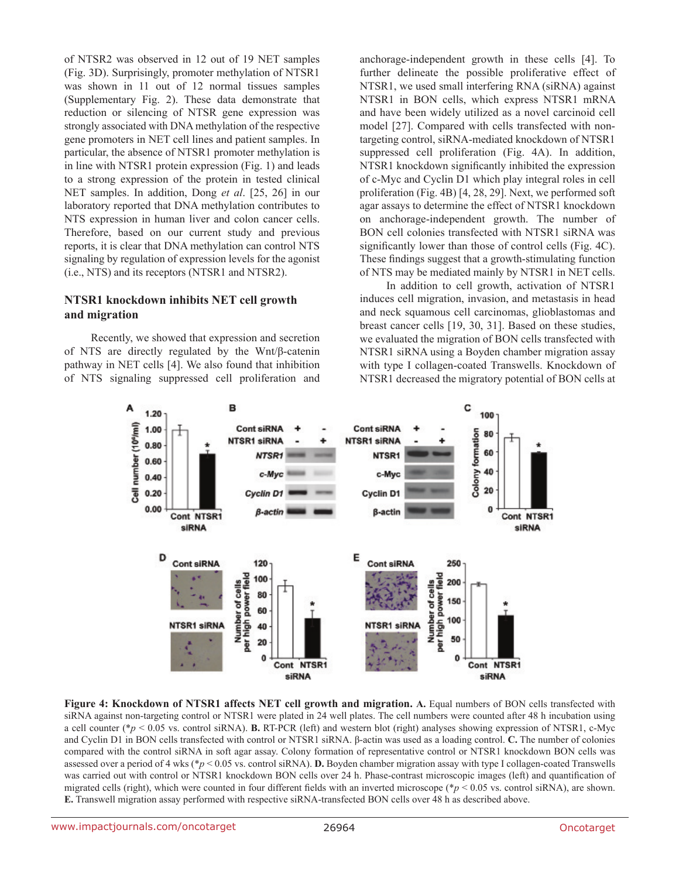of NTSR2 was observed in 12 out of 19 NET samples (Fig. 3D). Surprisingly, promoter methylation of NTSR1 was shown in 11 out of 12 normal tissues samples (Supplementary Fig. 2). These data demonstrate that reduction or silencing of NTSR gene expression was strongly associated with DNA methylation of the respective gene promoters in NET cell lines and patient samples. In particular, the absence of NTSR1 promoter methylation is in line with NTSR1 protein expression (Fig. 1) and leads to a strong expression of the protein in tested clinical NET samples. In addition, Dong *et al*. [25, 26] in our laboratory reported that DNA methylation contributes to NTS expression in human liver and colon cancer cells. Therefore, based on our current study and previous reports, it is clear that DNA methylation can control NTS signaling by regulation of expression levels for the agonist (i.e., NTS) and its receptors (NTSR1 and NTSR2).

## NTSR1 knockdown inhibits NET cell growth and migration

Recently, we showed that expression and secretion of NTS are directly regulated by the Wnt/β-catenin pathway in NET cells [4]. We also found that inhibition of NTS signaling suppressed cell proliferation and anchorage-independent growth in these cells [4]. To further delineate the possible proliferative effect of NTSR1, we used small interfering RNA (siRNA) against NTSR1 in BON cells, which express NTSR1 mRNA and have been widely utilized as a novel carcinoid cell model [27]. Compared with cells transfected with non-targeting control, siRNA-mediated knockdown of NTSR1 suppressed cell proliferation (Fig. 4A). In addition, NTSR1 knockdown significantly inhibited the expression of c-Myc and Cyclin D1 which play integral roles in cell proliferation (Fig. 4B) [4, 28, 29]. Next, we performed soft agar assays to determine the effect of NTSR1 knockdown on anchorage-independent growth. The number of BON cell colonies transfected with NTSR1 siRNA was significantly lower than those of control cells (Fig. 4C). These findings suggest that a growth-stimulating function of NTS may be mediated mainly by NTSR1 in NET cells.

In addition to cell growth, activation of NTSR1 induces cell migration, invasion, and metastasis in head and neck squamous cell carcinomas, glioblastomas and breast cancer cells [19, 30, 31]. Based on these studies, we evaluated the migration of BON cells transfected with NTSR1 siRNA using a Boyden chamber migration assay with type I collagen-coated Transwells. Knockdown of NTSR1 decreased the migratory potential of BON cells at

**Figure 4: Knockdown of NTSR1 affects NET cell growth and migration. A.** Equal numbers of BON cells transfected with siRNA against non-targeting control or NTSR1 were plated in 24 well plates. The cell numbers were counted after 48 h incubation using a cell counter (*$p < 0.05$ vs. control siRNA). **B.** RT-PCR (left) and western blot (right) analyses showing expression of NTSR1, c-Myc and Cyclin D1 in BON cells transfected with control or NTSR1 siRNA. β-actin was used as a loading control. **C.** The number of colonies compared with the control siRNA in soft agar assay. Colony formation of representative control or NTSR1 knockdown BON cells was assessed over a period of 4 wks (*$p < 0.05$ vs. control siRNA). **D.** Boyden chamber migration assay with type I collagen-coated Transwells was carried out with control or NTSR1 knockdown BON cells over 24 h. Phase-contrast microscopic images (left) and quantification of migrated cells (right), which were counted in four different fields with an inverted microscope (*$p < 0.05$ vs. control siRNA), are shown. **E.** Transwell migration assay performed with respective siRNA-transfected BON cells over 48 h as described above.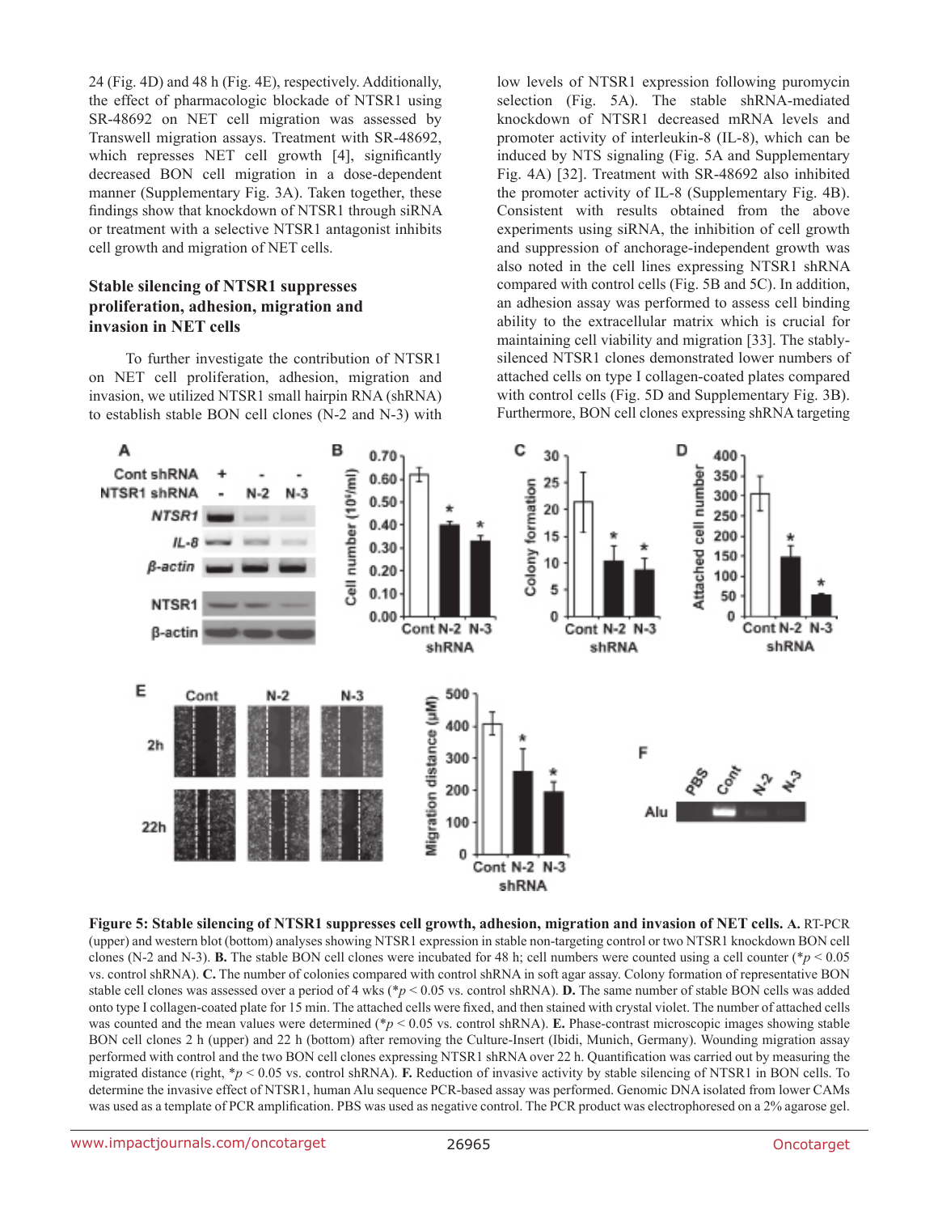24 (Fig. 4D) and 48 h (Fig. 4E), respectively. Additionally, the effect of pharmacologic blockade of NTSR1 using SR-48692 on NET cell migration was assessed by Transwell migration assays. Treatment with SR-48692, which represses NET cell growth [4], significantly decreased BON cell migration in a dose-dependent manner (Supplementary Fig. 3A). Taken together, these findings show that knockdown of NTSR1 through siRNA or treatment with a selective NTSR1 antagonist inhibits cell growth and migration of NET cells.

### Stable silencing of NTSR1 suppresses proliferation, adhesion, migration and invasion in NET cells

To further investigate the contribution of NTSR1 on NET cell proliferation, adhesion, migration and invasion, we utilized NTSR1 small hairpin RNA (shRNA) to establish stable BON cell clones (N-2 and N-3) with low levels of NTSR1 expression following puromycin selection (Fig. 5A). The stable shRNA-mediated knockdown of NTSR1 decreased mRNA levels and promoter activity of interleukin-8 (IL-8), which can be induced by NTS signaling (Fig. 5A and Supplementary Fig. 4A) [32]. Treatment with SR-48692 also inhibited the promoter activity of IL-8 (Supplementary Fig. 4B). Consistent with results obtained from the above experiments using siRNA, the inhibition of cell growth and suppression of anchorage-independent growth was also noted in the cell lines expressing NTSR1 shRNA compared with control cells (Fig. 5B and 5C). In addition, an adhesion assay was performed to assess cell binding ability to the extracellular matrix which is crucial for maintaining cell viability and migration [33]. The stably-silenced NTSR1 clones demonstrated lower numbers of attached cells on type I collagen-coated plates compared with control cells (Fig. 5D and Supplementary Fig. 3B). Furthermore, BON cell clones expressing shRNA targeting

**Figure 5: Stable silencing of NTSR1 suppresses cell growth, adhesion, migration and invasion of NET cells. A.** RT-PCR (upper) and western blot (bottom) analyses showing NTSR1 expression in stable non-targeting control or two NTSR1 knockdown BON cell clones (N-2 and N-3). **B.** The stable BON cell clones were incubated for 48 h; cell numbers were counted using a cell counter (*$p < 0.05$ vs. control shRNA). **C.** The number of colonies compared with control shRNA in soft agar assay. Colony formation of representative BON stable cell clones was assessed over a period of 4 wks (*$p < 0.05$ vs. control shRNA). **D.** The same number of stable BON cells was added onto type I collagen-coated plate for 15 min. The attached cells were fixed, and then stained with crystal violet. The number of attached cells was counted and the mean values were determined (*$p < 0.05$ vs. control shRNA). **E.** Phase-contrast microscopic images showing stable BON cell clones 2 h (upper) and 22 h (bottom) after removing the Culture-Insert (Ibidi, Munich, Germany). Wounding migration assay performed with control and the two BON cell clones expressing NTSR1 shRNA over 22 h. Quantification was carried out by measuring the migrated distance (right, *$p < 0.05$ vs. control shRNA). **F.** Reduction of invasive activity by stable silencing of NTSR1 in BON cells. To determine the invasive effect of NTSR1, human Alu sequence PCR-based assay was performed. Genomic DNA isolated from lower CAMs was used as a template of PCR amplification. PBS was used as negative control. The PCR product was electrophoresed on a 2% agarose gel.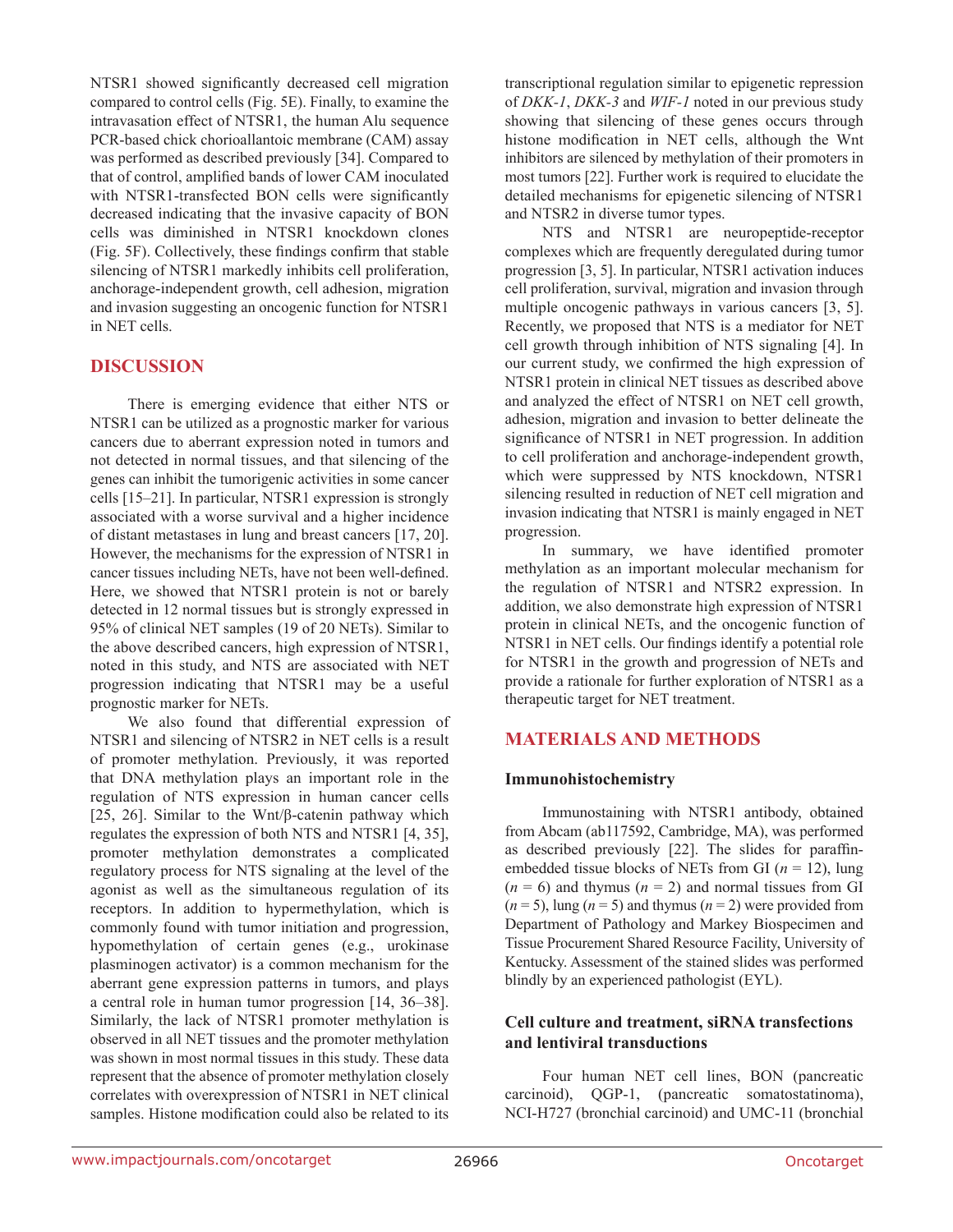NTSR1 showed significantly decreased cell migration compared to control cells (Fig. 5E). Finally, to examine the intravasation effect of NTSR1, the human Alu sequence PCR-based chick chorioallantoic membrane (CAM) assay was performed as described previously [34]. Compared to that of control, amplified bands of lower CAM inoculated with NTSR1-transfected BON cells were significantly decreased indicating that the invasive capacity of BON cells was diminished in NTSR1 knockdown clones (Fig. 5F). Collectively, these findings confirm that stable silencing of NTSR1 markedly inhibits cell proliferation, anchorage-independent growth, cell adhesion, migration and invasion suggesting an oncogenic function for NTSR1 in NET cells.

## DISCUSSION

There is emerging evidence that either NTS or NTSR1 can be utilized as a prognostic marker for various cancers due to aberrant expression noted in tumors and not detected in normal tissues, and that silencing of the genes can inhibit the tumorigenic activities in some cancer cells [15–21]. In particular, NTSR1 expression is strongly associated with a worse survival and a higher incidence of distant metastases in lung and breast cancers [17, 20]. However, the mechanisms for the expression of NTSR1 in cancer tissues including NETs, have not been well-defined. Here, we showed that NTSR1 protein is not or barely detected in 12 normal tissues but is strongly expressed in 95% of clinical NET samples (19 of 20 NETs). Similar to the above described cancers, high expression of NTSR1, noted in this study, and NTS are associated with NET progression indicating that NTSR1 may be a useful prognostic marker for NETs.

We also found that differential expression of NTSR1 and silencing of NTSR2 in NET cells is a result of promoter methylation. Previously, it was reported that DNA methylation plays an important role in the regulation of NTS expression in human cancer cells [25, 26]. Similar to the Wnt/β-catenin pathway which regulates the expression of both NTS and NTSR1 [4, 35], promoter methylation demonstrates a complicated regulatory process for NTS signaling at the level of the agonist as well as the simultaneous regulation of its receptors. In addition to hypermethylation, which is commonly found with tumor initiation and progression, hypomethylation of certain genes (e.g., urokinase plasminogen activator) is a common mechanism for the aberrant gene expression patterns in tumors, and plays a central role in human tumor progression [14, 36–38]. Similarly, the lack of NTSR1 promoter methylation is observed in all NET tissues and the promoter methylation was shown in most normal tissues in this study. These data represent that the absence of promoter methylation closely correlates with overexpression of NTSR1 in NET clinical samples. Histone modification could also be related to its transcriptional regulation similar to epigenetic repression of *DKK-1*, *DKK-3* and *WIF-1* noted in our previous study showing that silencing of these genes occurs through histone modification in NET cells, although the Wnt inhibitors are silenced by methylation of their promoters in most tumors [22]. Further work is required to elucidate the detailed mechanisms for epigenetic silencing of NTSR1 and NTSR2 in diverse tumor types.

NTS and NTSR1 are neuropeptide-receptor complexes which are frequently deregulated during tumor progression [3, 5]. In particular, NTSR1 activation induces cell proliferation, survival, migration and invasion through multiple oncogenic pathways in various cancers [3, 5]. Recently, we proposed that NTS is a mediator for NET cell growth through inhibition of NTS signaling [4]. In our current study, we confirmed the high expression of NTSR1 protein in clinical NET tissues as described above and analyzed the effect of NTSR1 on NET cell growth, adhesion, migration and invasion to better delineate the significance of NTSR1 in NET progression. In addition to cell proliferation and anchorage-independent growth, which were suppressed by NTS knockdown, NTSR1 silencing resulted in reduction of NET cell migration and invasion indicating that NTSR1 is mainly engaged in NET progression.

In summary, we have identified promoter methylation as an important molecular mechanism for the regulation of NTSR1 and NTSR2 expression. In addition, we also demonstrate high expression of NTSR1 protein in clinical NETs, and the oncogenic function of NTSR1 in NET cells. Our findings identify a potential role for NTSR1 in the growth and progression of NETs and provide a rationale for further exploration of NTSR1 as a therapeutic target for NET treatment.

## MATERIALS AND METHODS

### Immunohistochemistry

Immunostaining with NTSR1 antibody, obtained from Abcam (ab117592, Cambridge, MA), was performed as described previously [22]. The slides for paraffin-embedded tissue blocks of NETs from GI ($n$ = 12), lung ($n$ = 6) and thymus ($n$ = 2) and normal tissues from GI ($n$ = 5), lung ($n$ = 5) and thymus ($n$ = 2) were provided from Department of Pathology and Markey Biospecimen and Tissue Procurement Shared Resource Facility, University of Kentucky. Assessment of the stained slides was performed blindly by an experienced pathologist (EYL).

### Cell culture and treatment, siRNA transfections and lentiviral transductions

Four human NET cell lines, BON (pancreatic carcinoid), QGP-1, (pancreatic somatostatinoma), NCI-H727 (bronchial carcinoid) and UMC-11 (bronchial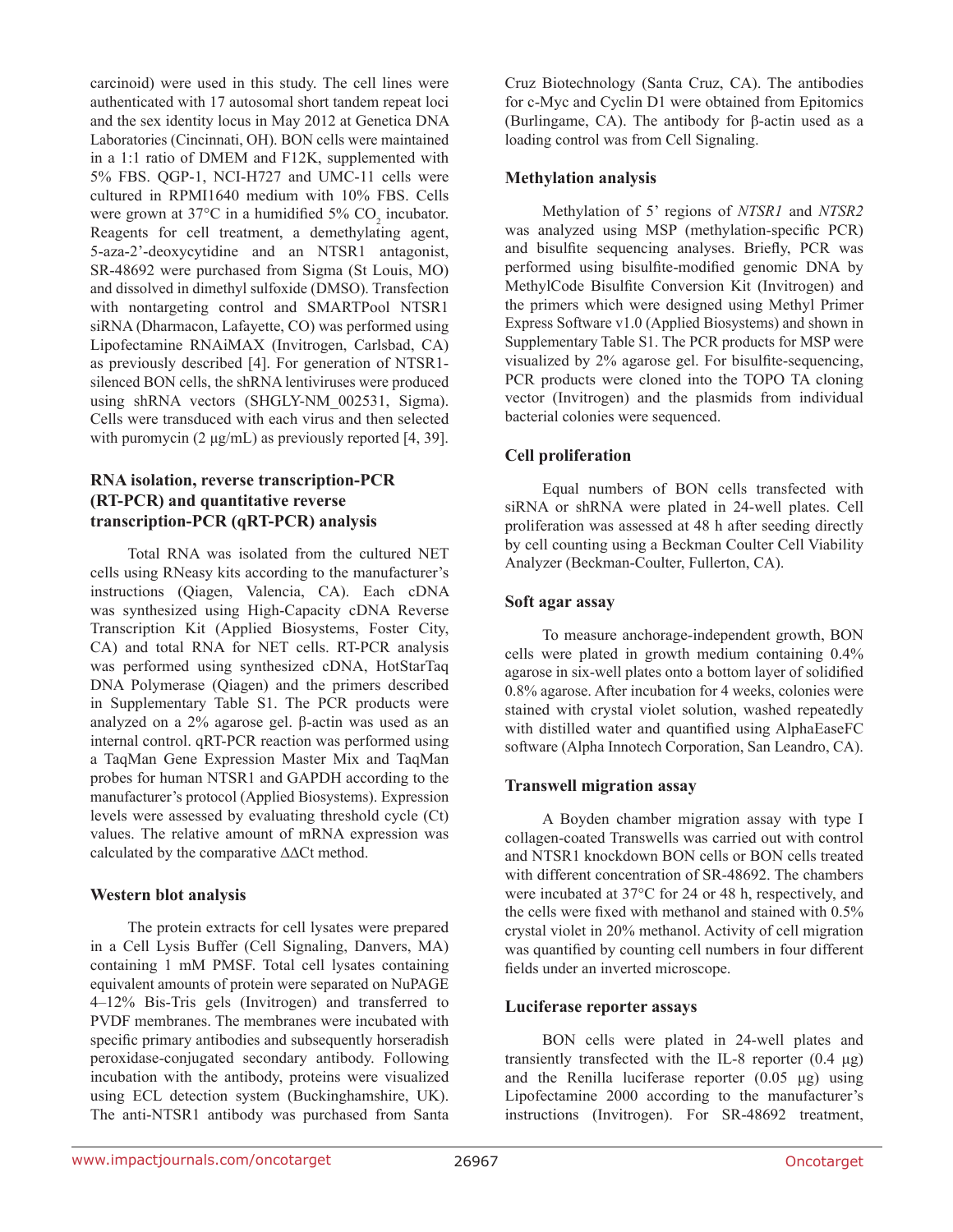carcinoid) were used in this study. The cell lines were authenticated with 17 autosomal short tandem repeat loci and the sex identity locus in May 2012 at Genetica DNA Laboratories (Cincinnati, OH). BON cells were maintained in a 1:1 ratio of DMEM and F12K, supplemented with 5% FBS. QGP-1, NCI-H727 and UMC-11 cells were cultured in RPMI1640 medium with 10% FBS. Cells were grown at 37°C in a humidified 5% $CO_2$ incubator. Reagents for cell treatment, a demethylating agent, 5-aza-2'-deoxycytidine and an NTSR1 antagonist, SR-48692 were purchased from Sigma (St Louis, MO) and dissolved in dimethyl sulfoxide (DMSO). Transfection with nontargeting control and SMARTPool NTSR1 siRNA (Dharmacon, Lafayette, CO) was performed using Lipofectamine RNAiMAX (Invitrogen, Carlsbad, CA) as previously described [4]. For generation of NTSR1-silenced BON cells, the shRNA lentiviruses were produced using shRNA vectors (SHGLY-NM_002531, Sigma). Cells were transduced with each virus and then selected with puromycin (2 μg/mL) as previously reported [4, 39].

### RNA isolation, reverse transcription-PCR (RT-PCR) and quantitative reverse transcription-PCR (qRT-PCR) analysis

Total RNA was isolated from the cultured NET cells using RNeasy kits according to the manufacturer's instructions (Qiagen, Valencia, CA). Each cDNA was synthesized using High-Capacity cDNA Reverse Transcription Kit (Applied Biosystems, Foster City, CA) and total RNA for NET cells. RT-PCR analysis was performed using synthesized cDNA, HotStarTaq DNA Polymerase (Qiagen) and the primers described in Supplementary Table S1. The PCR products were analyzed on a 2% agarose gel. β-actin was used as an internal control. qRT-PCR reaction was performed using a TaqMan Gene Expression Master Mix and TaqMan probes for human NTSR1 and GAPDH according to the manufacturer's protocol (Applied Biosystems). Expression levels were assessed by evaluating threshold cycle (Ct) values. The relative amount of mRNA expression was calculated by the comparative ΔΔCt method.

### Western blot analysis

The protein extracts for cell lysates were prepared in a Cell Lysis Buffer (Cell Signaling, Danvers, MA) containing 1 mM PMSF. Total cell lysates containing equivalent amounts of protein were separated on NuPAGE 4–12% Bis-Tris gels (Invitrogen) and transferred to PVDF membranes. The membranes were incubated with specific primary antibodies and subsequently horseradish peroxidase-conjugated secondary antibody. Following incubation with the antibody, proteins were visualized using ECL detection system (Buckinghamshire, UK). The anti-NTSR1 antibody was purchased from Santa Cruz Biotechnology (Santa Cruz, CA). The antibodies for c-Myc and Cyclin D1 were obtained from Epitomics (Burlingame, CA). The antibody for β-actin used as a loading control was from Cell Signaling.

### Methylation analysis

Methylation of 5' regions of *NTSR1* and *NTSR2* was analyzed using MSP (methylation-specific PCR) and bisulfite sequencing analyses. Briefly, PCR was performed using bisulfite-modified genomic DNA by MethylCode Bisulfite Conversion Kit (Invitrogen) and the primers which were designed using Methyl Primer Express Software v1.0 (Applied Biosystems) and shown in Supplementary Table S1. The PCR products for MSP were visualized by 2% agarose gel. For bisulfite-sequencing, PCR products were cloned into the TOPO TA cloning vector (Invitrogen) and the plasmids from individual bacterial colonies were sequenced.

### Cell proliferation

Equal numbers of BON cells transfected with siRNA or shRNA were plated in 24-well plates. Cell proliferation was assessed at 48 h after seeding directly by cell counting using a Beckman Coulter Cell Viability Analyzer (Beckman-Coulter, Fullerton, CA).

### Soft agar assay

To measure anchorage-independent growth, BON cells were plated in growth medium containing 0.4% agarose in six-well plates onto a bottom layer of solidified 0.8% agarose. After incubation for 4 weeks, colonies were stained with crystal violet solution, washed repeatedly with distilled water and quantified using AlphaEaseFC software (Alpha Innotech Corporation, San Leandro, CA).

### Transwell migration assay

A Boyden chamber migration assay with type I collagen-coated Transwells was carried out with control and NTSR1 knockdown BON cells or BON cells treated with different concentration of SR-48692. The chambers were incubated at 37°C for 24 or 48 h, respectively, and the cells were fixed with methanol and stained with 0.5% crystal violet in 20% methanol. Activity of cell migration was quantified by counting cell numbers in four different fields under an inverted microscope.

### Luciferase reporter assays

BON cells were plated in 24-well plates and transiently transfected with the IL-8 reporter (0.4 μg) and the Renilla luciferase reporter (0.05 μg) using Lipofectamine 2000 according to the manufacturer's instructions (Invitrogen). For SR-48692 treatment,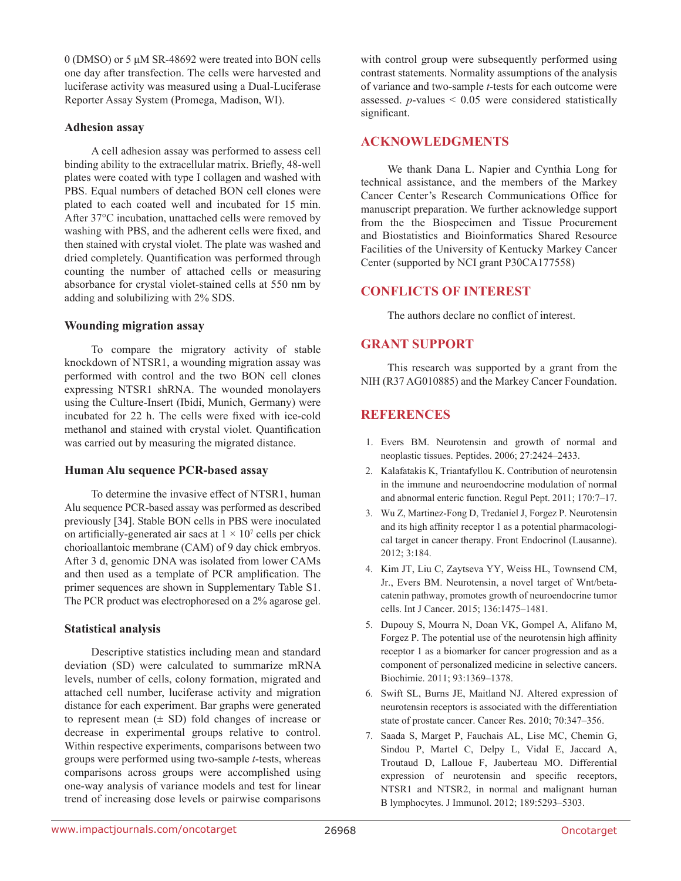0 (DMSO) or 5 μM SR-48692 were treated into BON cells one day after transfection. The cells were harvested and luciferase activity was measured using a Dual-Luciferase Reporter Assay System (Promega, Madison, WI).

### Adhesion assay

A cell adhesion assay was performed to assess cell binding ability to the extracellular matrix. Briefly, 48-well plates were coated with type I collagen and washed with PBS. Equal numbers of detached BON cell clones were plated to each coated well and incubated for 15 min. After 37°C incubation, unattached cells were removed by washing with PBS, and the adherent cells were fixed, and then stained with crystal violet. The plate was washed and dried completely. Quantification was performed through counting the number of attached cells or measuring absorbance for crystal violet-stained cells at 550 nm by adding and solubilizing with 2% SDS.

### Wounding migration assay

To compare the migratory activity of stable knockdown of NTSR1, a wounding migration assay was performed with control and the two BON cell clones expressing NTSR1 shRNA. The wounded monolayers using the Culture-Insert (Ibidi, Munich, Germany) were incubated for 22 h. The cells were fixed with ice-cold methanol and stained with crystal violet. Quantification was carried out by measuring the migrated distance.

### Human Alu sequence PCR-based assay

To determine the invasive effect of NTSR1, human Alu sequence PCR-based assay was performed as described previously [34]. Stable BON cells in PBS were inoculated on artificially-generated air sacs at $1 \times 10^7$ cells per chick chorioallantoic membrane (CAM) of 9 day chick embryos. After 3 d, genomic DNA was isolated from lower CAMs and then used as a template of PCR amplification. The primer sequences are shown in Supplementary Table S1. The PCR product was electrophoresed on a 2% agarose gel.

### Statistical analysis

Descriptive statistics including mean and standard deviation (SD) were calculated to summarize mRNA levels, number of cells, colony formation, migrated and attached cell number, luciferase activity and migration distance for each experiment. Bar graphs were generated to represent mean (± SD) fold changes of increase or decrease in experimental groups relative to control. Within respective experiments, comparisons between two groups were performed using two-sample *t*-tests, whereas comparisons across groups were accomplished using one-way analysis of variance models and test for linear trend of increasing dose levels or pairwise comparisons with control group were subsequently performed using contrast statements. Normality assumptions of the analysis of variance and two-sample *t*-tests for each outcome were assessed. *p*-values < 0.05 were considered statistically significant.

## ACKNOWLEDGMENTS

We thank Dana L. Napier and Cynthia Long for technical assistance, and the members of the Markey Cancer Center's Research Communications Office for manuscript preparation. We further acknowledge support from the the Biospecimen and Tissue Procurement and Biostatistics and Bioinformatics Shared Resource Facilities of the University of Kentucky Markey Cancer Center (supported by NCI grant P30CA177558)

## CONFLICTS OF INTEREST

The authors declare no conflict of interest.

## GRANT SUPPORT

This research was supported by a grant from the NIH (R37 AG010885) and the Markey Cancer Foundation.

## REFERENCES

1. Evers BM. Neurotensin and growth of normal and neoplastic tissues. Peptides. 2006; 27:2424–2433.
2. Kalafatakis K, Triantafyllou K. Contribution of neurotensin in the immune and neuroendocrine modulation of normal and abnormal enteric function. Regul Pept. 2011; 170:7–17.
3. Wu Z, Martinez-Fong D, Tredaniel J, Forgez P. Neurotensin and its high affinity receptor 1 as a potential pharmacological target in cancer therapy. Front Endocrinol (Lausanne). 2012; 3:184.
4. Kim JT, Liu C, Zaytseva YY, Weiss HL, Townsend CM, Jr., Evers BM. Neurotensin, a novel target of Wnt/beta-catenin pathway, promotes growth of neuroendocrine tumor cells. Int J Cancer. 2015; 136:1475–1481.
5. Dupouy S, Mourra N, Doan VK, Gompel A, Alifano M, Forgez P. The potential use of the neurotensin high affinity receptor 1 as a biomarker for cancer progression and as a component of personalized medicine in selective cancers. Biochimie. 2011; 93:1369–1378.
6. Swift SL, Burns JE, Maitland NJ. Altered expression of neurotensin receptors is associated with the differentiation state of prostate cancer. Cancer Res. 2010; 70:347–356.
7. Saada S, Marget P, Fauchais AL, Lise MC, Chemin G, Sindou P, Martel C, Delpy L, Vidal E, Jaccard A, Troutaud D, Lalloue F, Jauberteau MO. Differential expression of neurotensin and specific receptors, NTSR1 and NTSR2, in normal and malignant human B lymphocytes. J Immunol. 2012; 189:5293–5303.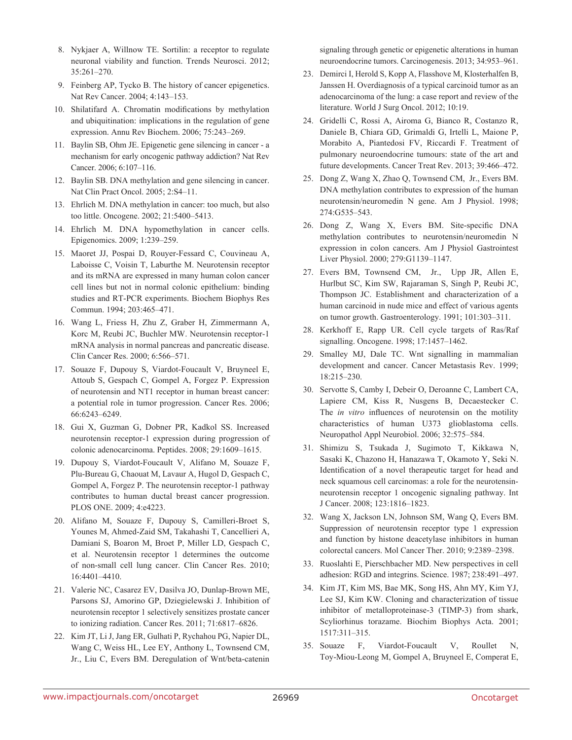8. Nykjaer A, Willnow TE. Sortilin: a receptor to regulate neuronal viability and function. Trends Neurosci. 2012; 35:261–270.
9. Feinberg AP, Tycko B. The history of cancer epigenetics. Nat Rev Cancer. 2004; 4:143–153.
10. Shilatifard A. Chromatin modifications by methylation and ubiquitination: implications in the regulation of gene expression. Annu Rev Biochem. 2006; 75:243–269.
11. Baylin SB, Ohm JE. Epigenetic gene silencing in cancer - a mechanism for early oncogenic pathway addiction? Nat Rev Cancer. 2006; 6:107–116.
12. Baylin SB. DNA methylation and gene silencing in cancer. Nat Clin Pract Oncol. 2005; 2:S4–11.
13. Ehrlich M. DNA methylation in cancer: too much, but also too little. Oncogene. 2002; 21:5400–5413.
14. Ehrlich M. DNA hypomethylation in cancer cells. Epigenomics. 2009; 1:239–259.
15. Maoret JJ, Pospai D, Rouyer-Fessard C, Couvineau A, Laboisse C, Voisin T, Laburthe M. Neurotensin receptor and its mRNA are expressed in many human colon cancer cell lines but not in normal colonic epithelium: binding studies and RT-PCR experiments. Biochem Biophys Res Commun. 1994; 203:465–471.
16. Wang L, Friess H, Zhu Z, Graber H, Zimmermann A, Korc M, Reubi JC, Buchler MW. Neurotensin receptor-1 mRNA analysis in normal pancreas and pancreatic disease. Clin Cancer Res. 2000; 6:566–571.
17. Souaze F, Dupouy S, Viardot-Foucault V, Bruyneel E, Attoub S, Gespach C, Gompel A, Forgez P. Expression of neurotensin and NT1 receptor in human breast cancer: a potential role in tumor progression. Cancer Res. 2006; 66:6243–6249.
18. Gui X, Guzman G, Dobner PR, Kadkol SS. Increased neurotensin receptor-1 expression during progression of colonic adenocarcinoma. Peptides. 2008; 29:1609–1615.
19. Dupouy S, Viardot-Foucault V, Alifano M, Souaze F, Plu-Bureau G, Chaouat M, Lavaur A, Hugol D, Gespach C, Gompel A, Forgez P. The neurotensin receptor-1 pathway contributes to human ductal breast cancer progression. PLOS ONE. 2009; 4:e4223.
20. Alifano M, Souaze F, Dupouy S, Camilleri-Broet S, Younes M, Ahmed-Zaid SM, Takahashi T, Cancellieri A, Damiani S, Boaron M, Broet P, Miller LD, Gespach C, et al. Neurotensin receptor 1 determines the outcome of non-small cell lung cancer. Clin Cancer Res. 2010; 16:4401–4410.
21. Valerie NC, Casarez EV, Dasilva JO, Dunlap-Brown ME, Parsons SJ, Amorino GP, Dziegielewski J. Inhibition of neurotensin receptor 1 selectively sensitizes prostate cancer to ionizing radiation. Cancer Res. 2011; 71:6817–6826.
22. Kim JT, Li J, Jang ER, Gulhati P, Rychahou PG, Napier DL, Wang C, Weiss HL, Lee EY, Anthony L, Townsend CM, Jr., Liu C, Evers BM. Deregulation of Wnt/beta-catenin signaling through genetic or epigenetic alterations in human neuroendocrine tumors. Carcinogenesis. 2013; 34:953–961.
23. Demirci I, Herold S, Kopp A, Flasshove M, Klosterhalfen B, Janssen H. Overdiagnosis of a typical carcinoid tumor as an adenocarcinoma of the lung: a case report and review of the literature. World J Surg Oncol. 2012; 10:19.
24. Gridelli C, Rossi A, Airoma G, Bianco R, Costanzo R, Daniele B, Chiara GD, Grimaldi G, Irtelli L, Maione P, Morabito A, Piantedosi FV, Riccardi F. Treatment of pulmonary neuroendocrine tumours: state of the art and future developments. Cancer Treat Rev. 2013; 39:466–472.
25. Dong Z, Wang X, Zhao Q, Townsend CM, Jr., Evers BM. DNA methylation contributes to expression of the human neurotensin/neuromedin N gene. Am J Physiol. 1998; 274:G535–543.
26. Dong Z, Wang X, Evers BM. Site-specific DNA methylation contributes to neurotensin/neuromedin N expression in colon cancers. Am J Physiol Gastrointest Liver Physiol. 2000; 279:G1139–1147.
27. Evers BM, Townsend CM, Jr., Upp JR, Allen E, Hurlbut SC, Kim SW, Rajaraman S, Singh P, Reubi JC, Thompson JC. Establishment and characterization of a human carcinoid in nude mice and effect of various agents on tumor growth. Gastroenterology. 1991; 101:303–311.
28. Kerkhoff E, Rapp UR. Cell cycle targets of Ras/Raf signalling. Oncogene. 1998; 17:1457–1462.
29. Smalley MJ, Dale TC. Wnt signalling in mammalian development and cancer. Cancer Metastasis Rev. 1999; 18:215–230.
30. Servotte S, Camby I, Debeir O, Deroanne C, Lambert CA, Lapiere CM, Kiss R, Nusgens B, Decaestecker C. The *in vitro* influences of neurotensin on the motility characteristics of human U373 glioblastoma cells. Neuropathol Appl Neurobiol. 2006; 32:575–584.
31. Shimizu S, Tsukada J, Sugimoto T, Kikkawa N, Sasaki K, Chazono H, Hanazawa T, Okamoto Y, Seki N. Identification of a novel therapeutic target for head and neck squamous cell carcinomas: a role for the neurotensin-neurotensin receptor 1 oncogenic signaling pathway. Int J Cancer. 2008; 123:1816–1823.
32. Wang X, Jackson LN, Johnson SM, Wang Q, Evers BM. Suppression of neurotensin receptor type 1 expression and function by histone deacetylase inhibitors in human colorectal cancers. Mol Cancer Ther. 2010; 9:2389–2398.
33. Ruoslahti E, Pierschbacher MD. New perspectives in cell adhesion: RGD and integrins. Science. 1987; 238:491–497.
34. Kim JT, Kim MS, Bae MK, Song HS, Ahn MY, Kim YJ, Lee SJ, Kim KW. Cloning and characterization of tissue inhibitor of metalloproteinase-3 (TIMP-3) from shark, Scyliorhinus torazame. Biochim Biophys Acta. 2001; 1517:311–315.
35. Souaze F, Viardot-Foucault V, Roullet N, Toy-Miou-Leong M, Gompel A, Bruyneel E, Comperat E,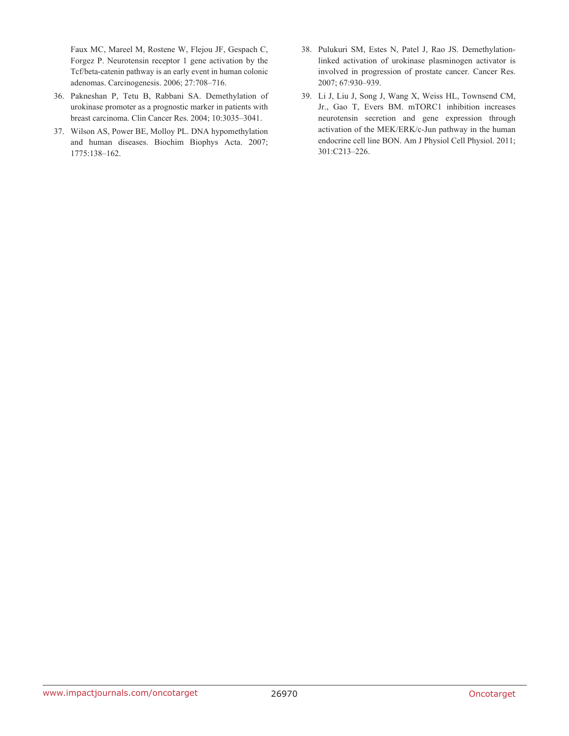Faux MC, Mareel M, Rostene W, Flejou JF, Gespach C, Forgez P. Neurotensin receptor 1 gene activation by the Tcf/beta-catenin pathway is an early event in human colonic adenomas. Carcinogenesis. 2006; 27:708–716.

36. Pakneshan P, Tetu B, Rabbani SA. Demethylation of urokinase promoter as a prognostic marker in patients with breast carcinoma. Clin Cancer Res. 2004; 10:3035–3041.

37. Wilson AS, Power BE, Molloy PL. DNA hypomethylation and human diseases. Biochim Biophys Acta. 2007; 1775:138–162.

38. Pulukuri SM, Estes N, Patel J, Rao JS. Demethylation-linked activation of urokinase plasminogen activator is involved in progression of prostate cancer. Cancer Res. 2007; 67:930–939.

39. Li J, Liu J, Song J, Wang X, Weiss HL, Townsend CM, Jr., Gao T, Evers BM. mTORC1 inhibition increases neurotensin secretion and gene expression through activation of the MEK/ERK/c-Jun pathway in the human endocrine cell line BON. Am J Physiol Cell Physiol. 2011; 301:C213–226.